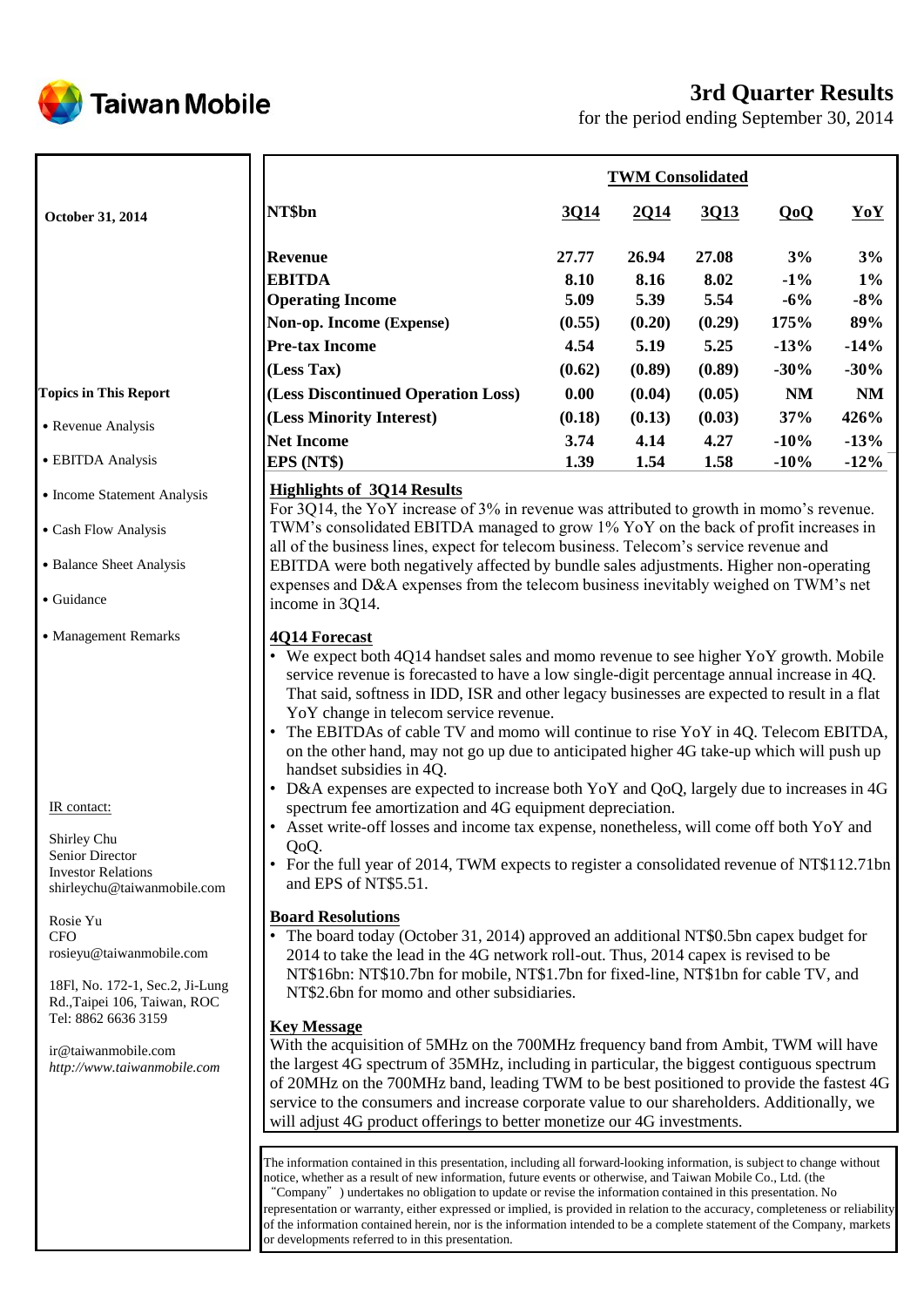Taiwan Mobile

# 3rd Quarter Results

for the period ending September 30, 2014

**October 31, 2014**

| | **TWM Consolidated** | | | | |
|---|---|---|---|---|---|
| **NT$bn** | **3Q14** | **2Q14** | **3Q13** | **QoQ** | **YoY** |
| **Revenue** | **27.77** | **26.94** | **27.08** | **3%** | **3%** |
| **EBITDA** | **8.10** | **8.16** | **8.02** | **-1%** | **1%** |
| **Operating Income** | **5.09** | **5.39** | **5.54** | **-6%** | **-8%** |
| **Non-op. Income (Expense)** | **(0.55)** | **(0.20)** | **(0.29)** | **175%** | **89%** |
| **Pre-tax Income** | **4.54** | **5.19** | **5.25** | **-13%** | **-14%** |
| **(Less Tax)** | **(0.62)** | **(0.89)** | **(0.89)** | **-30%** | **-30%** |
| **(Less Discontinued Operation Loss)** | **0.00** | **(0.04)** | **(0.05)** | **NM** | **NM** |
| **(Less Minority Interest)** | **(0.18)** | **(0.13)** | **(0.03)** | **37%** | **426%** |
| **Net Income** | **3.74** | **4.14** | **4.27** | **-10%** | **-13%** |
| **EPS (NT$)** | **1.39** | **1.54** | **1.58** | **-10%** | **-12%** |

**Topics in This Report**

- Revenue Analysis
- EBITDA Analysis
- Income Statement Analysis
- Cash Flow Analysis
- Balance Sheet Analysis
- Guidance
- Management Remarks

## Highlights of 3Q14 Results

For 3Q14, the YoY increase of 3% in revenue was attributed to growth in momo's revenue. TWM's consolidated EBITDA managed to grow 1% YoY on the back of profit increases in all of the business lines, expect for telecom business. Telecom's service revenue and EBITDA were both negatively affected by bundle sales adjustments. Higher non-operating expenses and D&A expenses from the telecom business inevitably weighed on TWM's net income in 3Q14.

## 4Q14 Forecast

- We expect both 4Q14 handset sales and momo revenue to see higher YoY growth. Mobile service revenue is forecasted to have a low single-digit percentage annual increase in 4Q. That said, softness in IDD, ISR and other legacy businesses are expected to result in a flat YoY change in telecom service revenue.
- The EBITDAs of cable TV and momo will continue to rise YoY in 4Q. Telecom EBITDA, on the other hand, may not go up due to anticipated higher 4G take-up which will push up handset subsidies in 4Q.
- D&A expenses are expected to increase both YoY and QoQ, largely due to increases in 4G spectrum fee amortization and 4G equipment depreciation.
- Asset write-off losses and income tax expense, nonetheless, will come off both YoY and QoQ.
- For the full year of 2014, TWM expects to register a consolidated revenue of NT$112.71bn and EPS of NT$5.51.

## Board Resolutions

- The board today (October 31, 2014) approved an additional NT$0.5bn capex budget for 2014 to take the lead in the 4G network roll-out. Thus, 2014 capex is revised to be NT$16bn: NT$10.7bn for mobile, NT$1.7bn for fixed-line, NT$1bn for cable TV, and NT$2.6bn for momo and other subsidiaries.

## Key Message

With the acquisition of 5MHz on the 700MHz frequency band from Ambit, TWM will have the largest 4G spectrum of 35MHz, including in particular, the biggest contiguous spectrum of 20MHz on the 700MHz band, leading TWM to be best positioned to provide the fastest 4G service to the consumers and increase corporate value to our shareholders. Additionally, we will adjust 4G product offerings to better monetize our 4G investments.

IR contact:

Shirley Chu
Senior Director
Investor Relations
shirleychu@taiwanmobile.com

Rosie Yu
CFO
rosieyu@taiwanmobile.com

18Fl, No. 172-1, Sec.2, Ji-Lung Rd.,Taipei 106, Taiwan, ROC
Tel: 8862 6636 3159

ir@taiwanmobile.com
*http://www.taiwanmobile.com*

The information contained in this presentation, including all forward-looking information, is subject to change without notice, whether as a result of new information, future events or otherwise, and Taiwan Mobile Co., Ltd. (the "Company") undertakes no obligation to update or revise the information contained in this presentation. No representation or warranty, either expressed or implied, is provided in relation to the accuracy, completeness or reliability of the information contained herein, nor is the information intended to be a complete statement of the Company, markets or developments referred to in this presentation.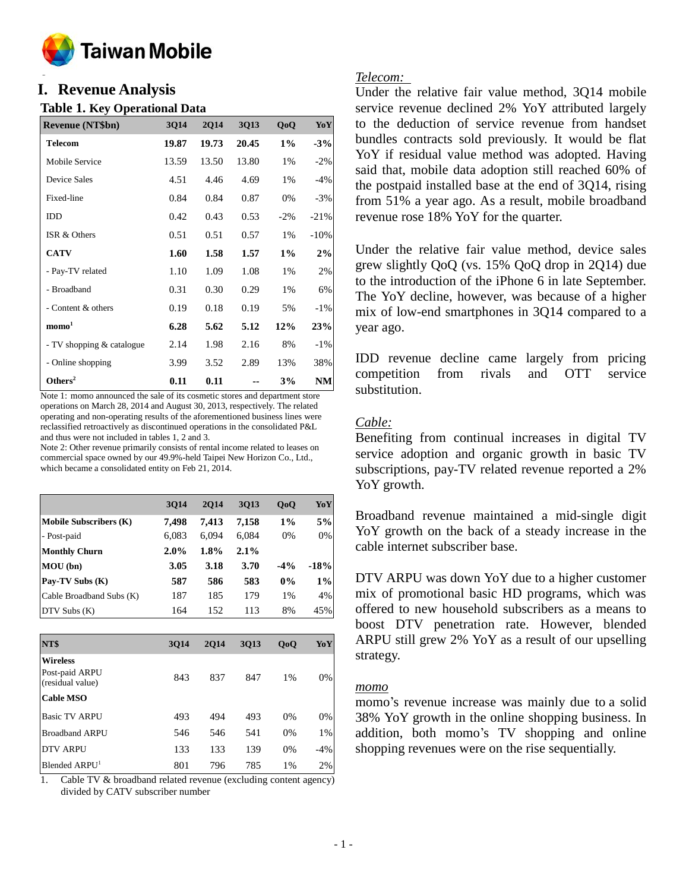# I. Revenue Analysis

### Table 1. Key Operational Data

| Revenue (NT$bn) | 3Q14 | 2Q14 | 3Q13 | QoQ | YoY |
|---|---|---|---|---|---|
| **Telecom** | **19.87** | **19.73** | **20.45** | **1%** | **-3%** |
| Mobile Service | 13.59 | 13.50 | 13.80 | 1% | -2% |
| Device Sales | 4.51 | 4.46 | 4.69 | 1% | -4% |
| Fixed-line | 0.84 | 0.84 | 0.87 | 0% | -3% |
| IDD | 0.42 | 0.43 | 0.53 | -2% | -21% |
| ISR & Others | 0.51 | 0.51 | 0.57 | 1% | -10% |
| **CATV** | **1.60** | **1.58** | **1.57** | **1%** | **2%** |
| - Pay-TV related | 1.10 | 1.09 | 1.08 | 1% | 2% |
| - Broadband | 0.31 | 0.30 | 0.29 | 1% | 6% |
| - Content & others | 0.19 | 0.18 | 0.19 | 5% | -1% |
| **momo[1]** | **6.28** | **5.62** | **5.12** | **12%** | **23%** |
| - TV shopping & catalogue | 2.14 | 1.98 | 2.16 | 8% | -1% |
| - Online shopping | 3.99 | 3.52 | 2.89 | 13% | 38% |
| **Others[2]** | **0.11** | **0.11** | **--** | **3%** | **NM** |

Note 1: momo announced the sale of its cosmetic stores and department store operations on March 28, 2014 and August 30, 2013, respectively. The related operating and non-operating results of the aforementioned business lines were reclassified retroactively as discontinued operations in the consolidated P&L and thus were not included in tables 1, 2 and 3.

Note 2: Other revenue primarily consists of rental income related to leases on commercial space owned by our 49.9%-held Taipei New Horizon Co., Ltd., which became a consolidated entity on Feb 21, 2014.

| | 3Q14 | 2Q14 | 3Q13 | QoQ | YoY |
|---|---|---|---|---|---|
| **Mobile Subscribers (K)** | **7,498** | **7,413** | **7,158** | **1%** | **5%** |
| - Post-paid | 6,083 | 6,094 | 6,084 | 0% | 0% |
| **Monthly Churn** | **2.0%** | **1.8%** | **2.1%** | | |
| **MOU (bn)** | **3.05** | **3.18** | **3.70** | **-4%** | **-18%** |
| **Pay-TV Subs (K)** | **587** | **586** | **583** | **0%** | **1%** |
| Cable Broadband Subs (K) | 187 | 185 | 179 | 1% | 4% |
| DTV Subs (K) | 164 | 152 | 113 | 8% | 45% |

| NT$ | 3Q14 | 2Q14 | 3Q13 | QoQ | YoY |
|---|---|---|---|---|---|
| **Wireless** | | | | | |
| Post-paid ARPU (residual value) | 843 | 837 | 847 | 1% | 0% |
| **Cable MSO** | | | | | |
| Basic TV ARPU | 493 | 494 | 493 | 0% | 0% |
| Broadband ARPU | 546 | 546 | 541 | 0% | 1% |
| DTV ARPU | 133 | 133 | 139 | 0% | -4% |
| Blended ARPU[1] | 801 | 796 | 785 | 1% | 2% |

1. Cable TV & broadband related revenue (excluding content agency) divided by CATV subscriber number

*Telecom:*

Under the relative fair value method, 3Q14 mobile service revenue declined 2% YoY attributed largely to the deduction of service revenue from handset bundles contracts sold previously. It would be flat YoY if residual value method was adopted. Having said that, mobile data adoption still reached 60% of the postpaid installed base at the end of 3Q14, rising from 51% a year ago. As a result, mobile broadband revenue rose 18% YoY for the quarter.

Under the relative fair value method, device sales grew slightly QoQ (vs. 15% QoQ drop in 2Q14) due to the introduction of the iPhone 6 in late September. The YoY decline, however, was because of a higher mix of low-end smartphones in 3Q14 compared to a year ago.

IDD revenue decline came largely from pricing competition from rivals and OTT service substitution.

*Cable:*

Benefiting from continual increases in digital TV service adoption and organic growth in basic TV subscriptions, pay-TV related revenue reported a 2% YoY growth.

Broadband revenue maintained a mid-single digit YoY growth on the back of a steady increase in the cable internet subscriber base.

DTV ARPU was down YoY due to a higher customer mix of promotional basic HD programs, which was offered to new household subscribers as a means to boost DTV penetration rate. However, blended ARPU still grew 2% YoY as a result of our upselling strategy.

*momo*

momo's revenue increase was mainly due to a solid 38% YoY growth in the online shopping business. In addition, both momo's TV shopping and online shopping revenues were on the rise sequentially.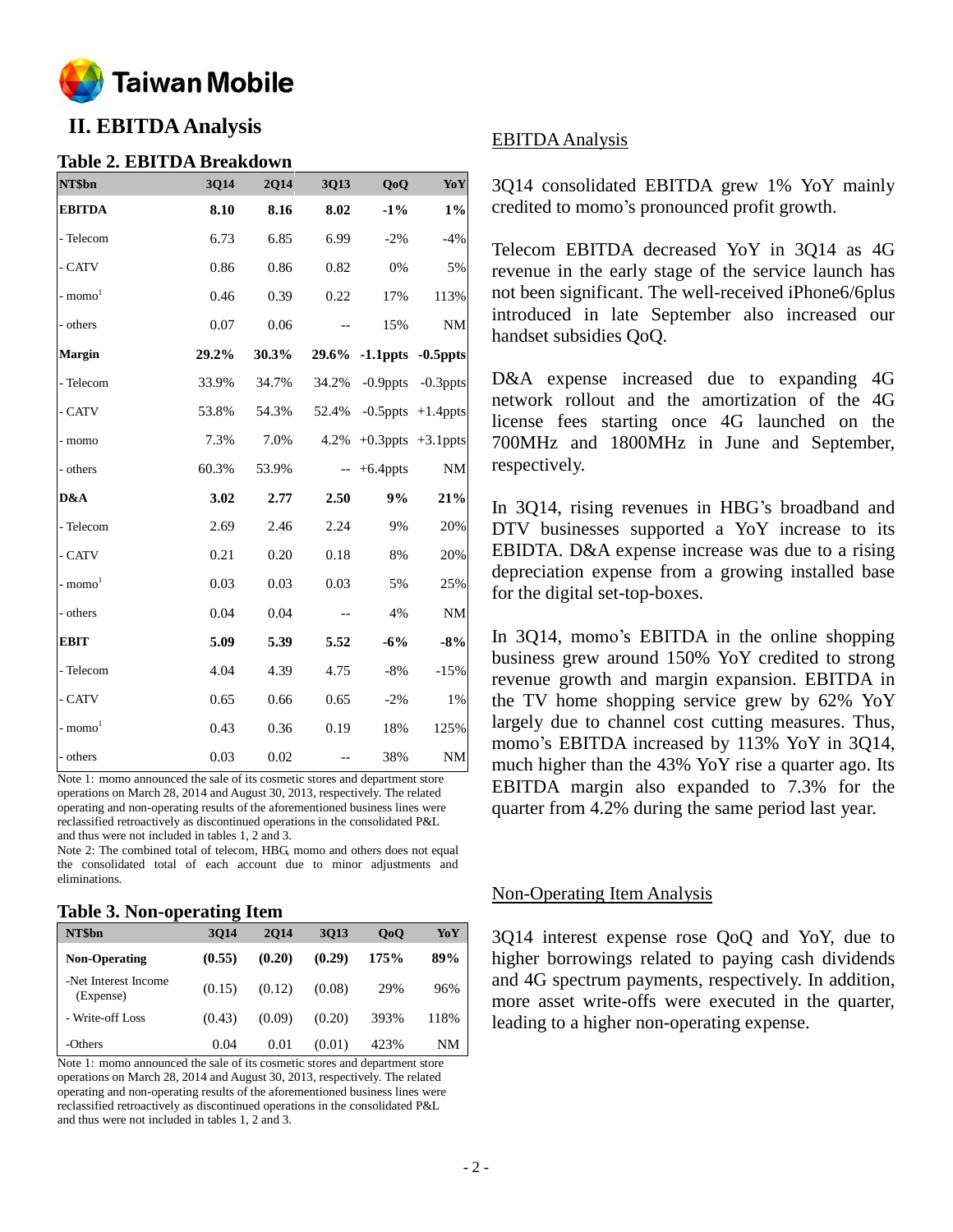## II. EBITDA Analysis

### Table 2. EBITDA Breakdown

| NT$bn | 3Q14 | 2Q14 | 3Q13 | QoQ | YoY |
|---|---|---|---|---|---|
| **EBITDA** | **8.10** | **8.16** | **8.02** | **-1%** | **1%** |
| - Telecom | 6.73 | 6.85 | 6.99 | -2% | -4% |
| - CATV | 0.86 | 0.86 | 0.82 | 0% | 5% |
| - momo[1] | 0.46 | 0.39 | 0.22 | 17% | 113% |
| - others | 0.07 | 0.06 | -- | 15% | NM |
| **Margin** | **29.2%** | **30.3%** | **29.6%** | **-1.1ppts** | **-0.5ppts** |
| - Telecom | 33.9% | 34.7% | 34.2% | -0.9ppts | -0.3ppts |
| - CATV | 53.8% | 54.3% | 52.4% | -0.5ppts | +1.4ppts |
| - momo | 7.3% | 7.0% | 4.2% | +0.3ppts | +3.1ppts |
| - others | 60.3% | 53.9% | -- | +6.4ppts | NM |
| **D&A** | **3.02** | **2.77** | **2.50** | **9%** | **21%** |
| - Telecom | 2.69 | 2.46 | 2.24 | 9% | 20% |
| - CATV | 0.21 | 0.20 | 0.18 | 8% | 20% |
| - momo[1] | 0.03 | 0.03 | 0.03 | 5% | 25% |
| - others | 0.04 | 0.04 | -- | 4% | NM |
| **EBIT** | **5.09** | **5.39** | **5.52** | **-6%** | **-8%** |
| - Telecom | 4.04 | 4.39 | 4.75 | -8% | -15% |
| - CATV | 0.65 | 0.66 | 0.65 | -2% | 1% |
| - momo[1] | 0.43 | 0.36 | 0.19 | 18% | 125% |
| - others | 0.03 | 0.02 | -- | 38% | NM |

Note 1: momo announced the sale of its cosmetic stores and department store operations on March 28, 2014 and August 30, 2013, respectively. The related operating and non-operating results of the aforementioned business lines were reclassified retroactively as discontinued operations in the consolidated P&L and thus were not included in tables 1, 2 and 3.

Note 2: The combined total of telecom, HBG, momo and others does not equal the consolidated total of each account due to minor adjustments and eliminations.

### Table 3. Non-operating Item

| NT$bn | 3Q14 | 2Q14 | 3Q13 | QoQ | YoY |
|---|---|---|---|---|---|
| **Non-Operating** | **(0.55)** | **(0.20)** | **(0.29)** | **175%** | **89%** |
| -Net Interest Income (Expense) | (0.15) | (0.12) | (0.08) | 29% | 96% |
| - Write-off Loss | (0.43) | (0.09) | (0.20) | 393% | 118% |
| -Others | 0.04 | 0.01 | (0.01) | 423% | NM |

Note 1: momo announced the sale of its cosmetic stores and department store operations on March 28, 2014 and August 30, 2013, respectively. The related operating and non-operating results of the aforementioned business lines were reclassified retroactively as discontinued operations in the consolidated P&L and thus were not included in tables 1, 2 and 3.

### EBITDA Analysis

3Q14 consolidated EBITDA grew 1% YoY mainly credited to momo's pronounced profit growth.

Telecom EBITDA decreased YoY in 3Q14 as 4G revenue in the early stage of the service launch has not been significant. The well-received iPhone6/6plus introduced in late September also increased our handset subsidies QoQ.

D&A expense increased due to expanding 4G network rollout and the amortization of the 4G license fees starting once 4G launched on the 700MHz and 1800MHz in June and September, respectively.

In 3Q14, rising revenues in HBG's broadband and DTV businesses supported a YoY increase to its EBIDTA. D&A expense increase was due to a rising depreciation expense from a growing installed base for the digital set-top-boxes.

In 3Q14, momo's EBITDA in the online shopping business grew around 150% YoY credited to strong revenue growth and margin expansion. EBITDA in the TV home shopping service grew by 62% YoY largely due to channel cost cutting measures. Thus, momo's EBITDA increased by 113% YoY in 3Q14, much higher than the 43% YoY rise a quarter ago. Its EBITDA margin also expanded to 7.3% for the quarter from 4.2% during the same period last year.

### Non-Operating Item Analysis

3Q14 interest expense rose QoQ and YoY, due to higher borrowings related to paying cash dividends and 4G spectrum payments, respectively. In addition, more asset write-offs were executed in the quarter, leading to a higher non-operating expense.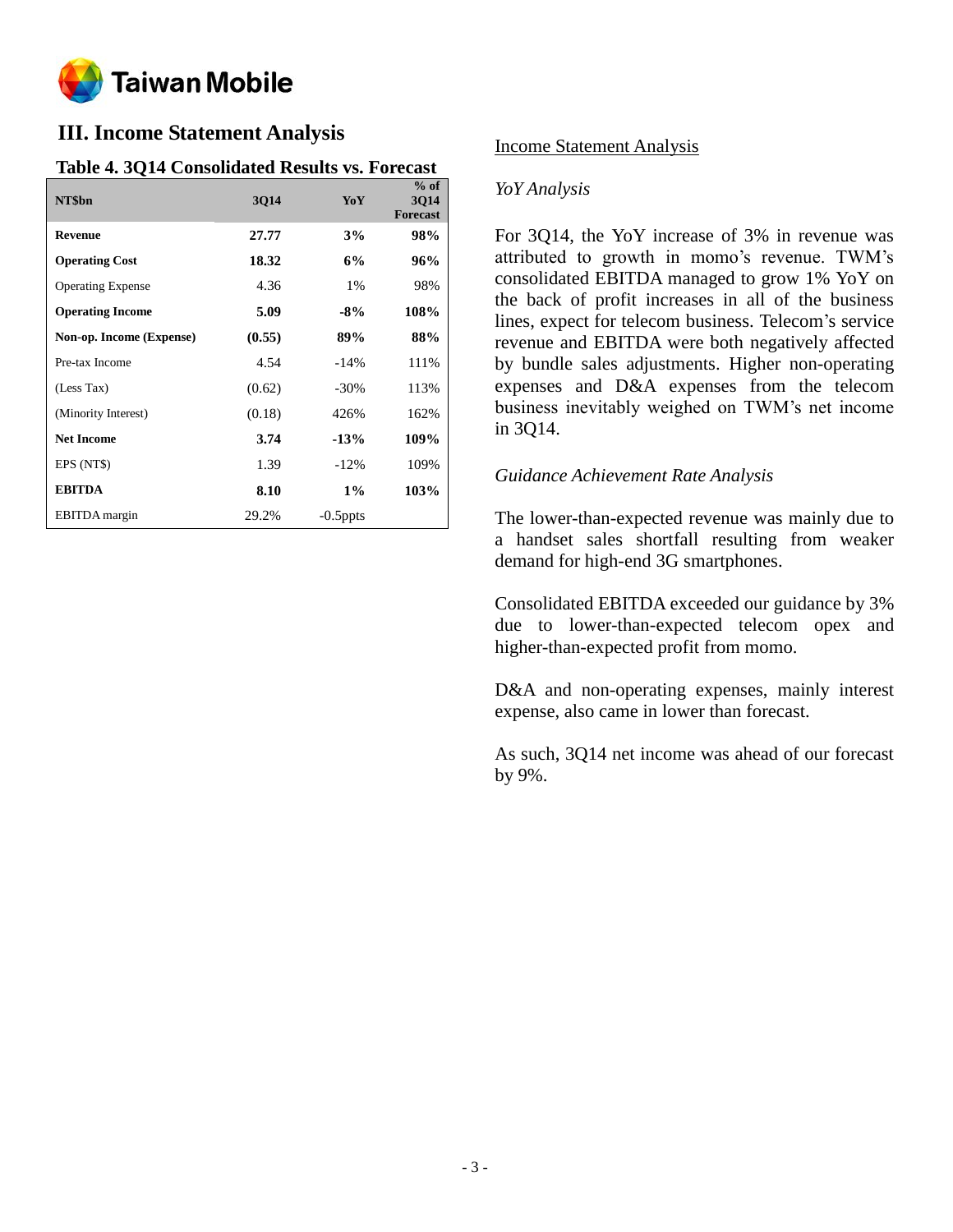## III. Income Statement Analysis

### Table 4. 3Q14 Consolidated Results vs. Forecast

| NT$bn | 3Q14 | YoY | % of 3Q14 Forecast |
|---|---|---|---|
| **Revenue** | **27.77** | **3%** | **98%** |
| **Operating Cost** | **18.32** | **6%** | **96%** |
| Operating Expense | 4.36 | 1% | 98% |
| **Operating Income** | **5.09** | **-8%** | **108%** |
| **Non-op. Income (Expense)** | **(0.55)** | **89%** | **88%** |
| Pre-tax Income | 4.54 | -14% | 111% |
| (Less Tax) | (0.62) | -30% | 113% |
| (Minority Interest) | (0.18) | 426% | 162% |
| **Net Income** | **3.74** | **-13%** | **109%** |
| EPS (NT$) | 1.39 | -12% | 109% |
| **EBITDA** | **8.10** | **1%** | **103%** |
| EBITDA margin | 29.2% | -0.5ppts | |

Income Statement Analysis

*YoY Analysis*

For 3Q14, the YoY increase of 3% in revenue was attributed to growth in momo's revenue. TWM's consolidated EBITDA managed to grow 1% YoY on the back of profit increases in all of the business lines, expect for telecom business. Telecom's service revenue and EBITDA were both negatively affected by bundle sales adjustments. Higher non-operating expenses and D&A expenses from the telecom business inevitably weighed on TWM's net income in 3Q14.

*Guidance Achievement Rate Analysis*

The lower-than-expected revenue was mainly due to a handset sales shortfall resulting from weaker demand for high-end 3G smartphones.

Consolidated EBITDA exceeded our guidance by 3% due to lower-than-expected telecom opex and higher-than-expected profit from momo.

D&A and non-operating expenses, mainly interest expense, also came in lower than forecast.

As such, 3Q14 net income was ahead of our forecast by 9%.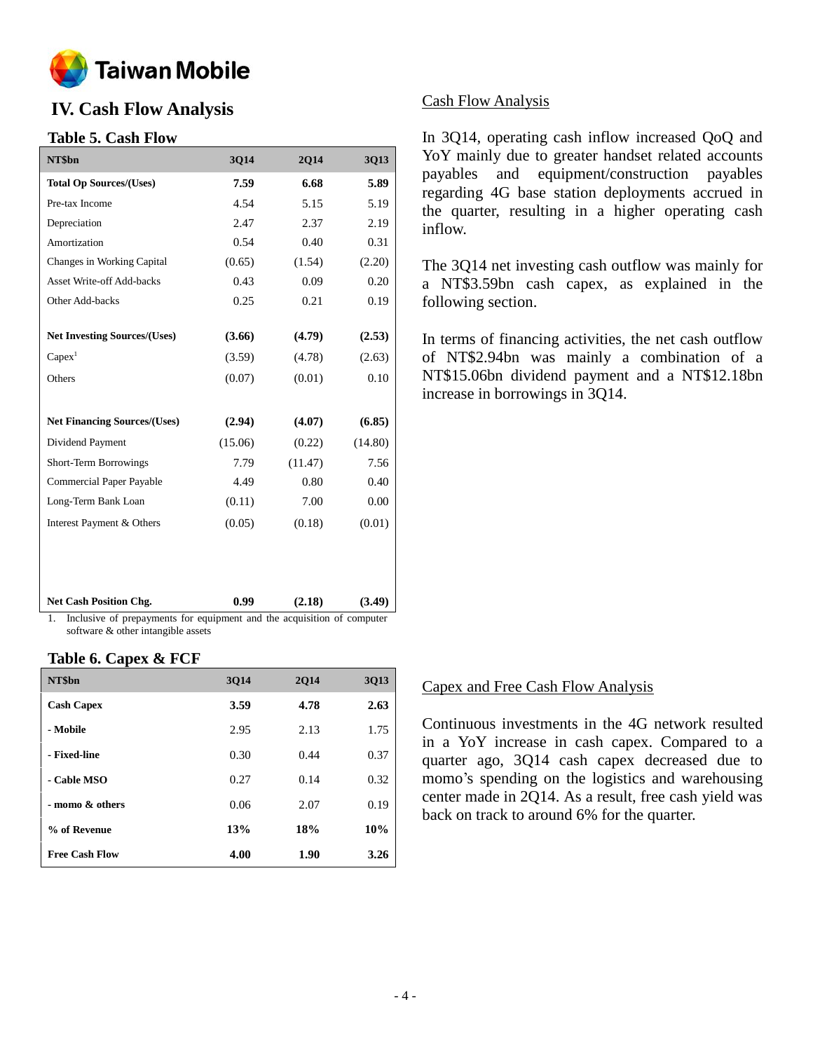# IV. Cash Flow Analysis

## Table 5. Cash Flow

| NT$bn | 3Q14 | 2Q14 | 3Q13 |
|---|---|---|---|
| **Total Op Sources/(Uses)** | **7.59** | **6.68** | **5.89** |
| Pre-tax Income | 4.54 | 5.15 | 5.19 |
| Depreciation | 2.47 | 2.37 | 2.19 |
| Amortization | 0.54 | 0.40 | 0.31 |
| Changes in Working Capital | (0.65) | (1.54) | (2.20) |
| Asset Write-off Add-backs | 0.43 | 0.09 | 0.20 |
| Other Add-backs | 0.25 | 0.21 | 0.19 |
| **Net Investing Sources/(Uses)** | **(3.66)** | **(4.79)** | **(2.53)** |
| Capex[1] | (3.59) | (4.78) | (2.63) |
| Others | (0.07) | (0.01) | 0.10 |
| **Net Financing Sources/(Uses)** | **(2.94)** | **(4.07)** | **(6.85)** |
| Dividend Payment | (15.06) | (0.22) | (14.80) |
| Short-Term Borrowings | 7.79 | (11.47) | 7.56 |
| Commercial Paper Payable | 4.49 | 0.80 | 0.40 |
| Long-Term Bank Loan | (0.11) | 7.00 | 0.00 |
| Interest Payment & Others | (0.05) | (0.18) | (0.01) |
| **Net Cash Position Chg.** | **0.99** | **(2.18)** | **(3.49)** |

1. Inclusive of prepayments for equipment and the acquisition of computer software & other intangible assets

### Cash Flow Analysis

In 3Q14, operating cash inflow increased QoQ and YoY mainly due to greater handset related accounts payables and equipment/construction payables regarding 4G base station deployments accrued in the quarter, resulting in a higher operating cash inflow.

The 3Q14 net investing cash outflow was mainly for a NT$3.59bn cash capex, as explained in the following section.

In terms of financing activities, the net cash outflow of NT$2.94bn was mainly a combination of a NT$15.06bn dividend payment and a NT$12.18bn increase in borrowings in 3Q14.

## Table 6. Capex & FCF

| NT$bn | 3Q14 | 2Q14 | 3Q13 |
|---|---|---|---|
| **Cash Capex** | **3.59** | **4.78** | **2.63** |
| **- Mobile** | 2.95 | 2.13 | 1.75 |
| **- Fixed-line** | 0.30 | 0.44 | 0.37 |
| **- Cable MSO** | 0.27 | 0.14 | 0.32 |
| **- momo & others** | 0.06 | 2.07 | 0.19 |
| **% of Revenue** | **13%** | **18%** | **10%** |
| **Free Cash Flow** | **4.00** | **1.90** | **3.26** |

### Capex and Free Cash Flow Analysis

Continuous investments in the 4G network resulted in a YoY increase in cash capex. Compared to a quarter ago, 3Q14 cash capex decreased due to momo's spending on the logistics and warehousing center made in 2Q14. As a result, free cash yield was back on track to around 6% for the quarter.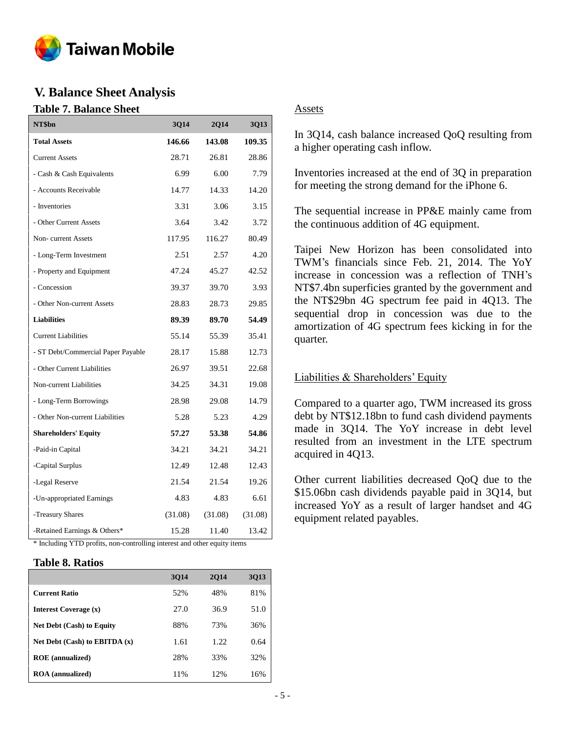## V. Balance Sheet Analysis

### Table 7. Balance Sheet

| NT$bn | 3Q14 | 2Q14 | 3Q13 |
|---|---|---|---|
| **Total Assets** | **146.66** | **143.08** | **109.35** |
| Current Assets | 28.71 | 26.81 | 28.86 |
| - Cash & Cash Equivalents | 6.99 | 6.00 | 7.79 |
| - Accounts Receivable | 14.77 | 14.33 | 14.20 |
| - Inventories | 3.31 | 3.06 | 3.15 |
| - Other Current Assets | 3.64 | 3.42 | 3.72 |
| Non- current Assets | 117.95 | 116.27 | 80.49 |
| - Long-Term Investment | 2.51 | 2.57 | 4.20 |
| - Property and Equipment | 47.24 | 45.27 | 42.52 |
| - Concession | 39.37 | 39.70 | 3.93 |
| - Other Non-current Assets | 28.83 | 28.73 | 29.85 |
| **Liabilities** | **89.39** | **89.70** | **54.49** |
| Current Liabilities | 55.14 | 55.39 | 35.41 |
| - ST Debt/Commercial Paper Payable | 28.17 | 15.88 | 12.73 |
| - Other Current Liabilities | 26.97 | 39.51 | 22.68 |
| Non-current Liabilities | 34.25 | 34.31 | 19.08 |
| - Long-Term Borrowings | 28.98 | 29.08 | 14.79 |
| - Other Non-current Liabilities | 5.28 | 5.23 | 4.29 |
| **Shareholders' Equity** | **57.27** | **53.38** | **54.86** |
| -Paid-in Capital | 34.21 | 34.21 | 34.21 |
| -Capital Surplus | 12.49 | 12.48 | 12.43 |
| -Legal Reserve | 21.54 | 21.54 | 19.26 |
| -Un-appropriated Earnings | 4.83 | 4.83 | 6.61 |
| -Treasury Shares | (31.08) | (31.08) | (31.08) |
| -Retained Earnings & Others* | 15.28 | 11.40 | 13.42 |

\* Including YTD profits, non-controlling interest and other equity items

### Table 8. Ratios

| | 3Q14 | 2Q14 | 3Q13 |
|---|---|---|---|
| **Current Ratio** | 52% | 48% | 81% |
| **Interest Coverage (x)** | 27.0 | 36.9 | 51.0 |
| **Net Debt (Cash) to Equity** | 88% | 73% | 36% |
| **Net Debt (Cash) to EBITDA (x)** | 1.61 | 1.22 | 0.64 |
| **ROE (annualized)** | 28% | 33% | 32% |
| **ROA (annualized)** | 11% | 12% | 16% |

#### Assets

In 3Q14, cash balance increased QoQ resulting from a higher operating cash inflow.

Inventories increased at the end of 3Q in preparation for meeting the strong demand for the iPhone 6.

The sequential increase in PP&E mainly came from the continuous addition of 4G equipment.

Taipei New Horizon has been consolidated into TWM's financials since Feb. 21, 2014. The YoY increase in concession was a reflection of TNH's NT$7.4bn superficies granted by the government and the NT$29bn 4G spectrum fee paid in 4Q13. The sequential drop in concession was due to the amortization of 4G spectrum fees kicking in for the quarter.

#### Liabilities & Shareholders' Equity

Compared to a quarter ago, TWM increased its gross debt by NT$12.18bn to fund cash dividend payments made in 3Q14. The YoY increase in debt level resulted from an investment in the LTE spectrum acquired in 4Q13.

Other current liabilities decreased QoQ due to the $15.06bn cash dividends payable paid in 3Q14, but increased YoY as a result of larger handset and 4G equipment related payables.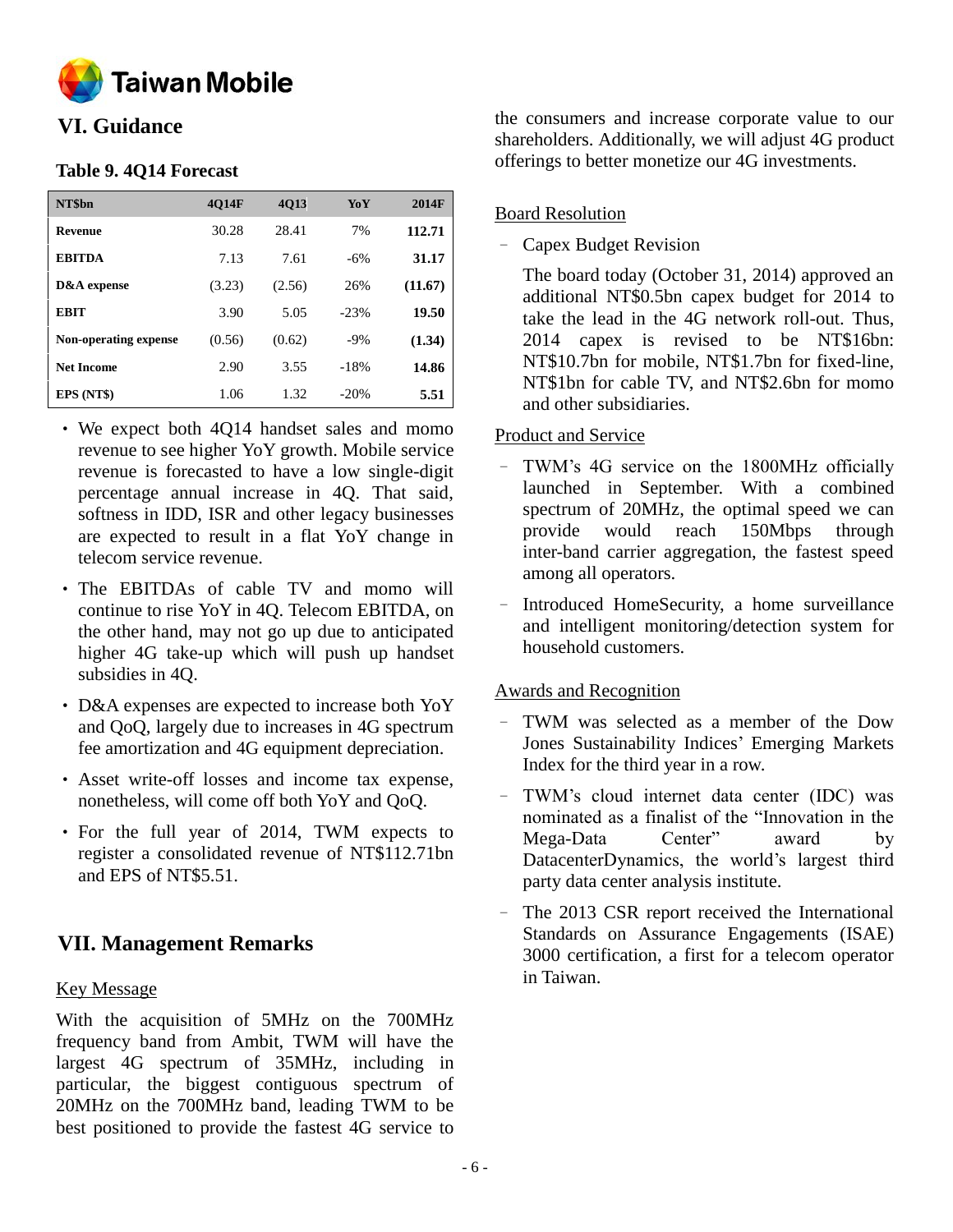## VI. Guidance

### Table 9. 4Q14 Forecast

| NT$bn | 4Q14F | 4Q13 | YoY | 2014F |
|---|---|---|---|---|
| **Revenue** | 30.28 | 28.41 | 7% | **112.71** |
| **EBITDA** | 7.13 | 7.61 | -6% | **31.17** |
| **D&A expense** | (3.23) | (2.56) | 26% | **(11.67)** |
| **EBIT** | 3.90 | 5.05 | -23% | **19.50** |
| **Non-operating expense** | (0.56) | (0.62) | -9% | **(1.34)** |
| **Net Income** | 2.90 | 3.55 | -18% | **14.86** |
| **EPS (NT$)** | 1.06 | 1.32 | -20% | **5.51** |

- We expect both 4Q14 handset sales and momo revenue to see higher YoY growth. Mobile service revenue is forecasted to have a low single-digit percentage annual increase in 4Q. That said, softness in IDD, ISR and other legacy businesses are expected to result in a flat YoY change in telecom service revenue.
- The EBITDAs of cable TV and momo will continue to rise YoY in 4Q. Telecom EBITDA, on the other hand, may not go up due to anticipated higher 4G take-up which will push up handset subsidies in 4Q.
- D&A expenses are expected to increase both YoY and QoQ, largely due to increases in 4G spectrum fee amortization and 4G equipment depreciation.
- Asset write-off losses and income tax expense, nonetheless, will come off both YoY and QoQ.
- For the full year of 2014, TWM expects to register a consolidated revenue of NT$112.71bn and EPS of NT$5.51.

## VII. Management Remarks

Key Message

With the acquisition of 5MHz on the 700MHz frequency band from Ambit, TWM will have the largest 4G spectrum of 35MHz, including in particular, the biggest contiguous spectrum of 20MHz on the 700MHz band, leading TWM to be best positioned to provide the fastest 4G service to the consumers and increase corporate value to our shareholders. Additionally, we will adjust 4G product offerings to better monetize our 4G investments.

Board Resolution

- Capex Budget Revision

  The board today (October 31, 2014) approved an additional NT$0.5bn capex budget for 2014 to take the lead in the 4G network roll-out. Thus, 2014 capex is revised to be NT$16bn: NT$10.7bn for mobile, NT$1.7bn for fixed-line, NT$1bn for cable TV, and NT$2.6bn for momo and other subsidiaries.

Product and Service

- TWM's 4G service on the 1800MHz officially launched in September. With a combined spectrum of 20MHz, the optimal speed we can provide would reach 150Mbps through inter-band carrier aggregation, the fastest speed among all operators.
- Introduced HomeSecurity, a home surveillance and intelligent monitoring/detection system for household customers.

Awards and Recognition

- TWM was selected as a member of the Dow Jones Sustainability Indices' Emerging Markets Index for the third year in a row.
- TWM's cloud internet data center (IDC) was nominated as a finalist of the "Innovation in the Mega-Data Center" award by DatacenterDynamics, the world's largest third party data center analysis institute.
- The 2013 CSR report received the International Standards on Assurance Engagements (ISAE) 3000 certification, a first for a telecom operator in Taiwan.